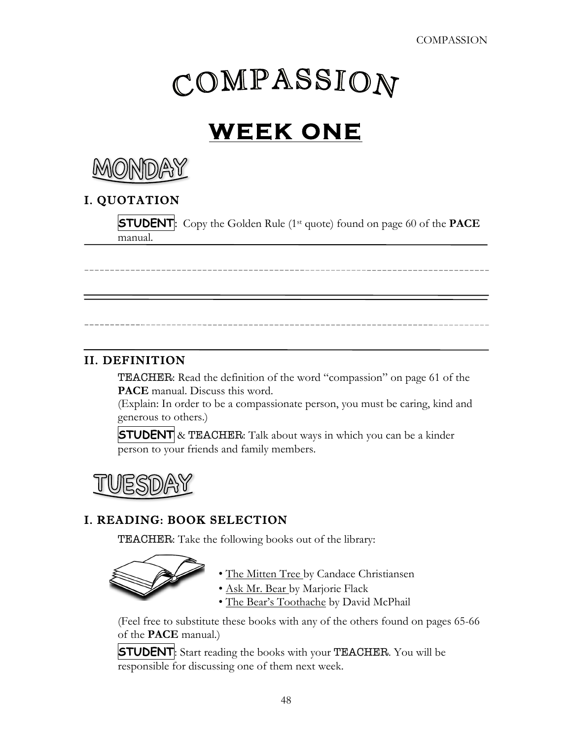# COMPASSION

## WEEK ONE

### MONDAY

#### I. QUOTATION

**STUDENT**: Copy the Golden Rule (1st quote) found on page 60 of the **PACE** manual.

#### II. DEFINITION

TEACHER: Read the definition of the word "compassion" on page 61 of the **PACE** manual. Discuss this word.
(Explain: In order to be a compassionate person, you must be caring, kind and generous to others.)

**STUDENT** & TEACHER: Talk about ways in which you can be a kinder person to your friends and family members.

### TUESDAY

#### I. READING: BOOK SELECTION

TEACHER: Take the following books out of the library:

- The Mitten Tree by Candace Christiansen
- Ask Mr. Bear by Marjorie Flack
- The Bear's Toothache by David McPhail

(Feel free to substitute these books with any of the others found on pages 65-66 of the **PACE** manual.)

**STUDENT**: Start reading the books with your TEACHER. You will be responsible for discussing one of them next week.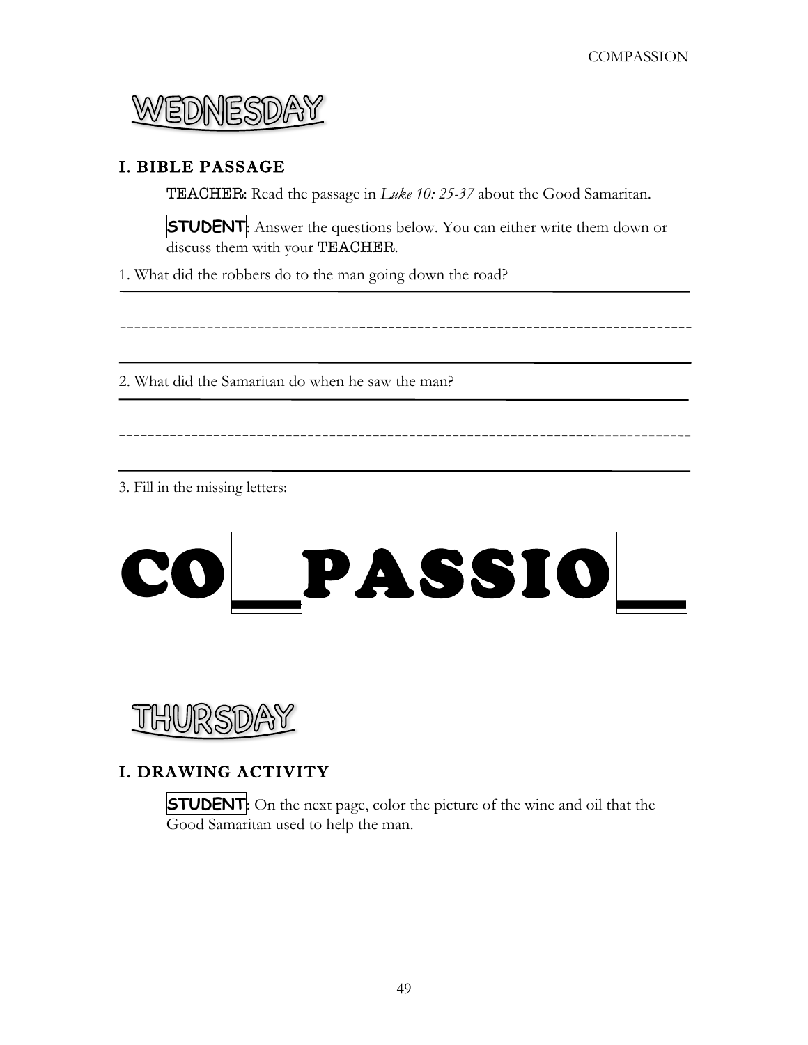# WEDNESDAY

## I. BIBLE PASSAGE

TEACHER: Read the passage in *Luke 10: 25-37* about the Good Samaritan.

**STUDENT**: Answer the questions below. You can either write them down or discuss them with your TEACHER.

1. What did the robbers do to the man going down the road?

______________________________________________________________________________

______________________________________________________________________________

______________________________________________________________________________

2. What did the Samaritan do when he saw the man?

______________________________________________________________________________

______________________________________________________________________________

______________________________________________________________________________

3. Fill in the missing letters:

**CO_PASSIO_**

# THURSDAY

## I. DRAWING ACTIVITY

**STUDENT**: On the next page, color the picture of the wine and oil that the Good Samaritan used to help the man.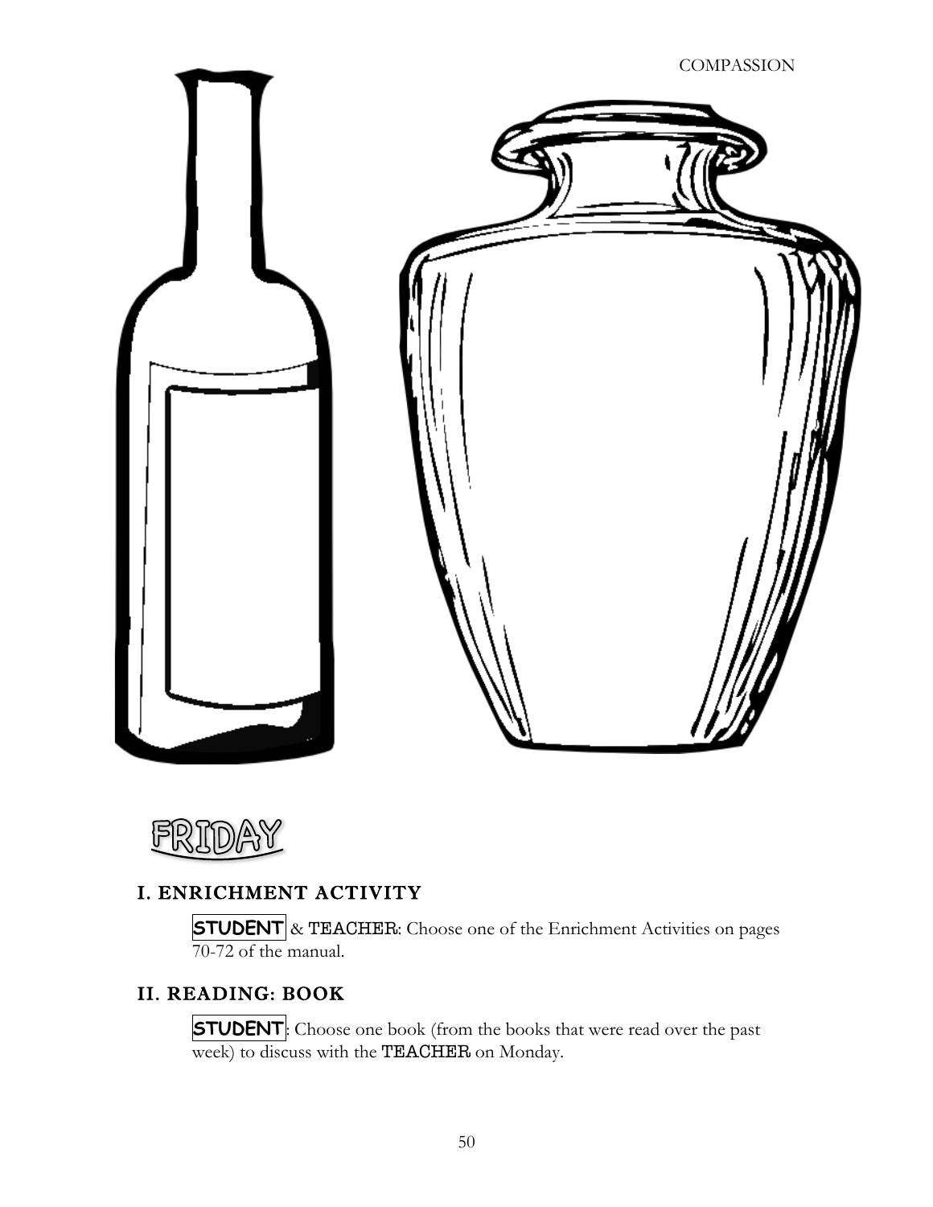# FRIDAY

## I. ENRICHMENT ACTIVITY

**STUDENT** & **TEACHER**: Choose one of the Enrichment Activities on pages 70-72 of the manual.

## II. READING: BOOK

**STUDENT**: Choose one book (from the books that were read over the past week) to discuss with the **TEACHER** on Monday.